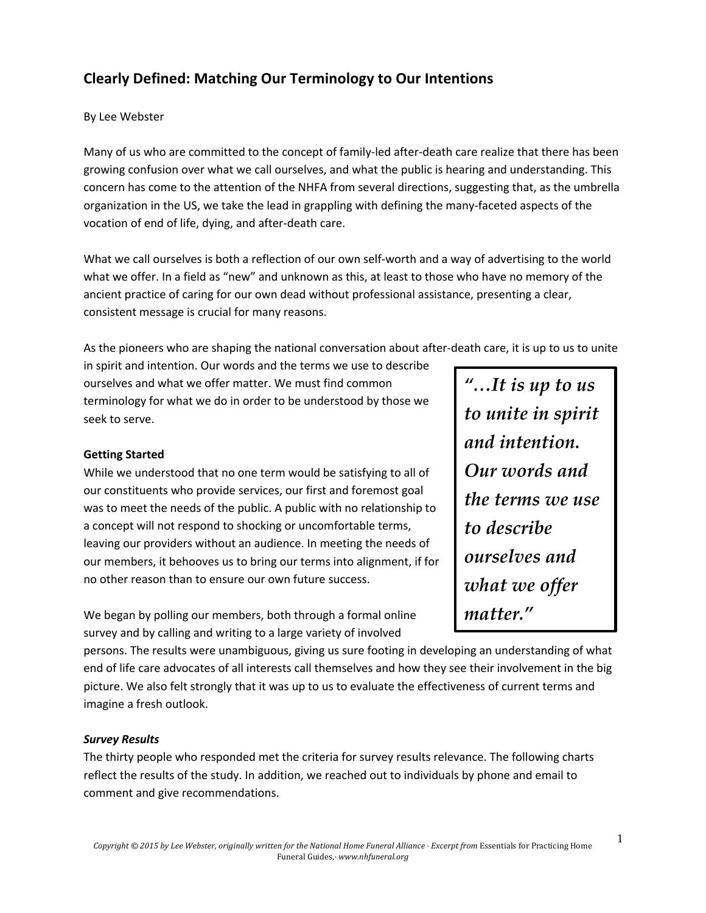# Clearly Defined: Matching Our Terminology to Our Intentions

By Lee Webster

Many of us who are committed to the concept of family-led after-death care realize that there has been growing confusion over what we call ourselves, and what the public is hearing and understanding. This concern has come to the attention of the NHFA from several directions, suggesting that, as the umbrella organization in the US, we take the lead in grappling with defining the many-faceted aspects of the vocation of end of life, dying, and after-death care.

What we call ourselves is both a reflection of our own self-worth and a way of advertising to the world what we offer. In a field as "new" and unknown as this, at least to those who have no memory of the ancient practice of caring for our own dead without professional assistance, presenting a clear, consistent message is crucial for many reasons.

As the pioneers who are shaping the national conversation about after-death care, it is up to us to unite in spirit and intention. Our words and the terms we use to describe ourselves and what we offer matter. We must find common terminology for what we do in order to be understood by those we seek to serve.

> ***"…It is up to us to unite in spirit and intention. Our words and the terms we use to describe ourselves and what we offer matter."***

**Getting Started**

While we understood that no one term would be satisfying to all of our constituents who provide services, our first and foremost goal was to meet the needs of the public. A public with no relationship to a concept will not respond to shocking or uncomfortable terms, leaving our providers without an audience. In meeting the needs of our members, it behooves us to bring our terms into alignment, if for no other reason than to ensure our own future success.

We began by polling our members, both through a formal online survey and by calling and writing to a large variety of involved persons. The results were unambiguous, giving us sure footing in developing an understanding of what end of life care advocates of all interests call themselves and how they see their involvement in the big picture. We also felt strongly that it was up to us to evaluate the effectiveness of current terms and imagine a fresh outlook.

***Survey Results***

The thirty people who responded met the criteria for survey results relevance. The following charts reflect the results of the study. In addition, we reached out to individuals by phone and email to comment and give recommendations.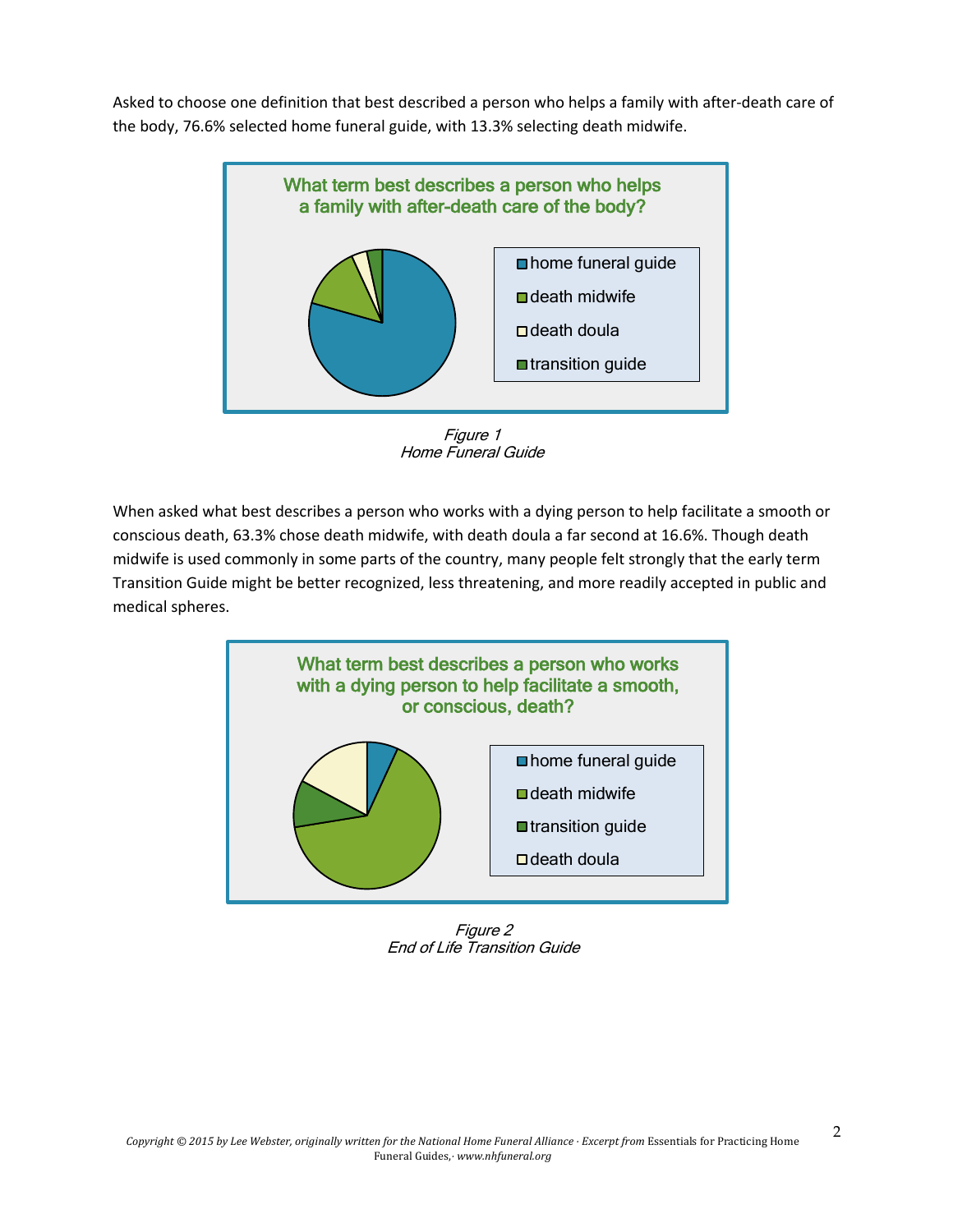Asked to choose one definition that best described a person who helps a family with after-death care of the body, 76.6% selected home funeral guide, with 13.3% selecting death midwife.

What term best describes a person who helps a family with after-death care of the body?

- home funeral guide
- death midwife
- death doula
- transition guide

*Figure 1*
*Home Funeral Guide*

When asked what best describes a person who works with a dying person to help facilitate a smooth or conscious death, 63.3% chose death midwife, with death doula a far second at 16.6%. Though death midwife is used commonly in some parts of the country, many people felt strongly that the early term Transition Guide might be better recognized, less threatening, and more readily accepted in public and medical spheres.

What term best describes a person who works with a dying person to help facilitate a smooth, or conscious, death?

- home funeral guide
- death midwife
- transition guide
- death doula

*Figure 2*
*End of Life Transition Guide*

*Copyright © 2015 by Lee Webster, originally written for the National Home Funeral Alliance · Excerpt from* Essentials for Practicing Home Funeral Guides,· *www.nhfuneral.org*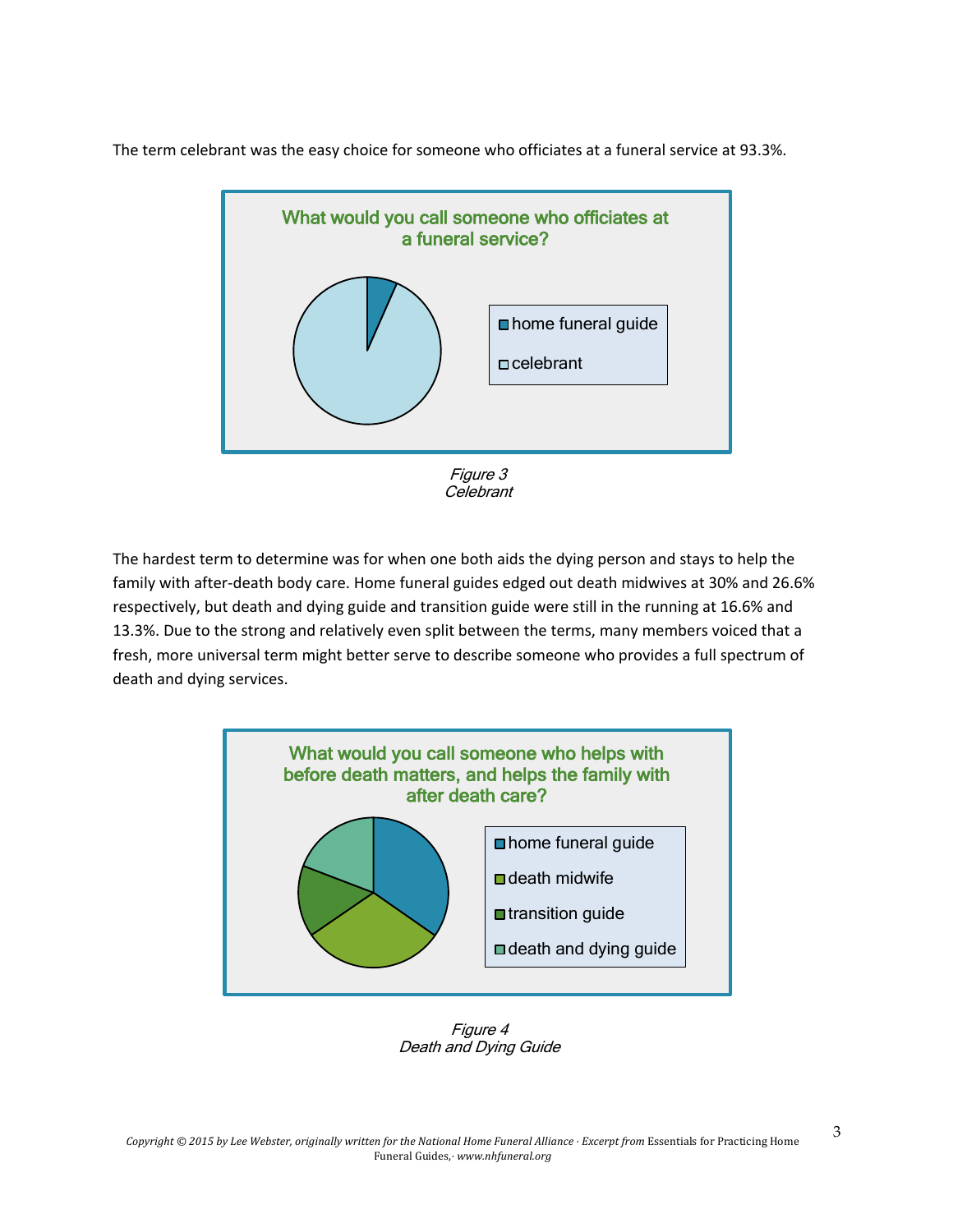The term celebrant was the easy choice for someone who officiates at a funeral service at 93.3%.

What would you call someone who officiates at a funeral service?

- home funeral guide
- celebrant

*Figure 3*
*Celebrant*

The hardest term to determine was for when one both aids the dying person and stays to help the family with after-death body care. Home funeral guides edged out death midwives at 30% and 26.6% respectively, but death and dying guide and transition guide were still in the running at 16.6% and 13.3%. Due to the strong and relatively even split between the terms, many members voiced that a fresh, more universal term might better serve to describe someone who provides a full spectrum of death and dying services.

What would you call someone who helps with before death matters, and helps the family with after death care?

- home funeral guide
- death midwife
- transition guide
- death and dying guide

*Figure 4*
*Death and Dying Guide*

*Copyright © 2015 by Lee Webster, originally written for the National Home Funeral Alliance · Excerpt from* Essentials for Practicing Home Funeral Guides,· *www.nhfuneral.org*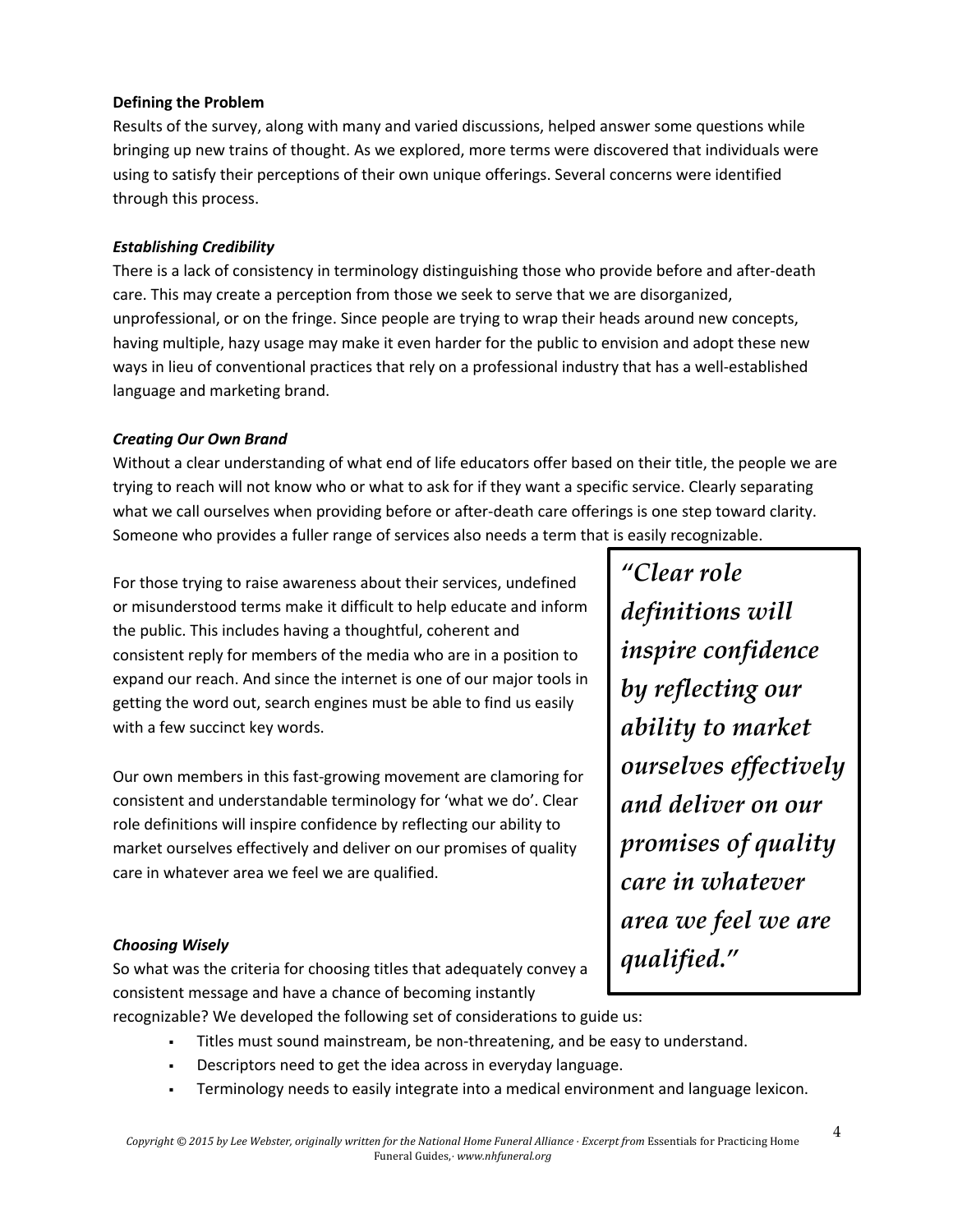**Defining the Problem**

Results of the survey, along with many and varied discussions, helped answer some questions while bringing up new trains of thought. As we explored, more terms were discovered that individuals were using to satisfy their perceptions of their own unique offerings. Several concerns were identified through this process.

***Establishing Credibility***

There is a lack of consistency in terminology distinguishing those who provide before and after-death care. This may create a perception from those we seek to serve that we are disorganized, unprofessional, or on the fringe. Since people are trying to wrap their heads around new concepts, having multiple, hazy usage may make it even harder for the public to envision and adopt these new ways in lieu of conventional practices that rely on a professional industry that has a well-established language and marketing brand.

***Creating Our Own Brand***

Without a clear understanding of what end of life educators offer based on their title, the people we are trying to reach will not know who or what to ask for if they want a specific service. Clearly separating what we call ourselves when providing before or after-death care offerings is one step toward clarity. Someone who provides a fuller range of services also needs a term that is easily recognizable.

For those trying to raise awareness about their services, undefined or misunderstood terms make it difficult to help educate and inform the public. This includes having a thoughtful, coherent and consistent reply for members of the media who are in a position to expand our reach. And since the internet is one of our major tools in getting the word out, search engines must be able to find us easily with a few succinct key words.

Our own members in this fast-growing movement are clamoring for consistent and understandable terminology for 'what we do'. Clear role definitions will inspire confidence by reflecting our ability to market ourselves effectively and deliver on our promises of quality care in whatever area we feel we are qualified.

> *"Clear role definitions will inspire confidence by reflecting our ability to market ourselves effectively and deliver on our promises of quality care in whatever area we feel we are qualified."*

***Choosing Wisely***

So what was the criteria for choosing titles that adequately convey a consistent message and have a chance of becoming instantly recognizable? We developed the following set of considerations to guide us:

- Titles must sound mainstream, be non-threatening, and be easy to understand.
- Descriptors need to get the idea across in everyday language.
- Terminology needs to easily integrate into a medical environment and language lexicon.

*Copyright © 2015 by Lee Webster, originally written for the National Home Funeral Alliance · Excerpt from* Essentials for Practicing Home Funeral Guides,· *www.nhfuneral.org*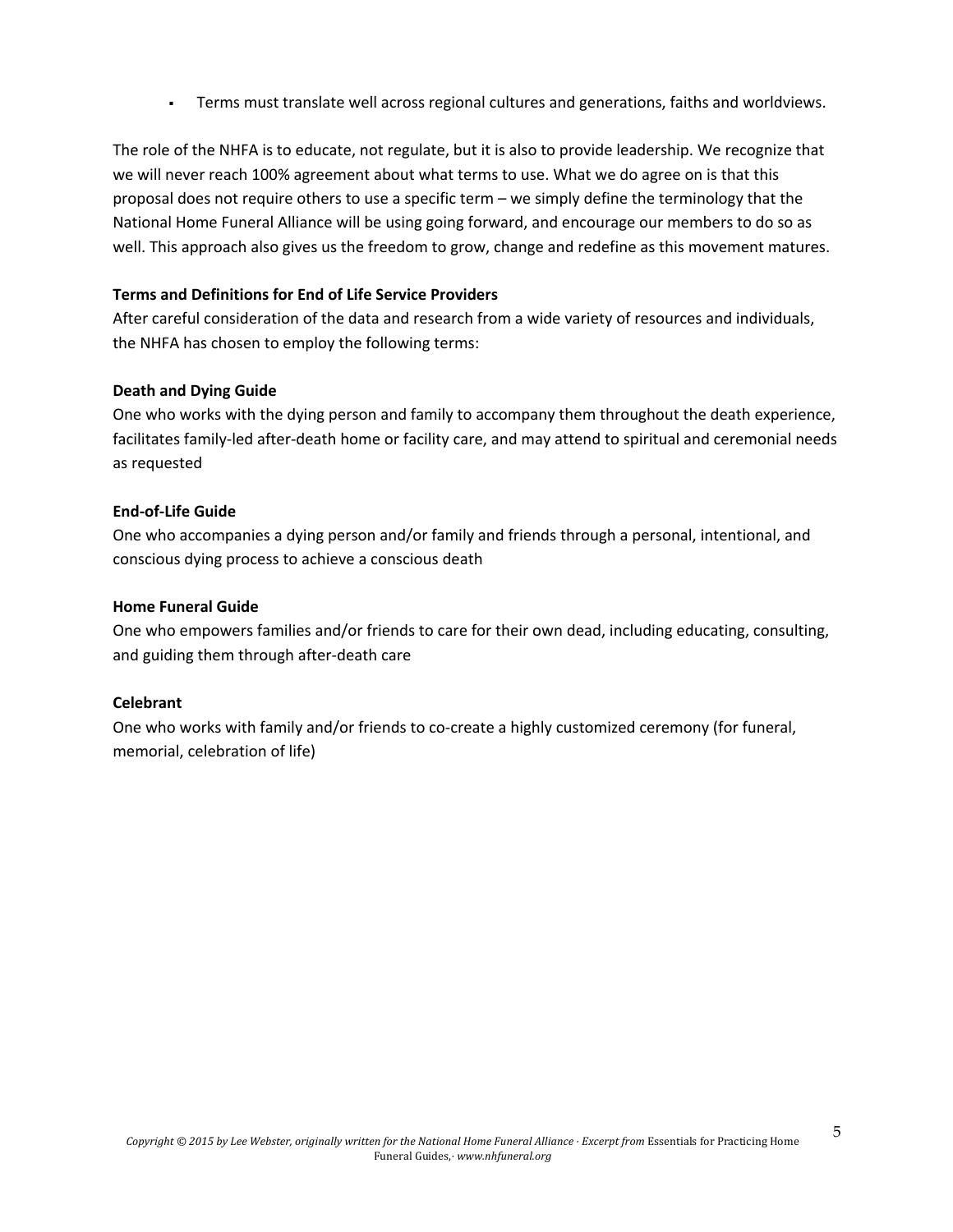- Terms must translate well across regional cultures and generations, faiths and worldviews.

The role of the NHFA is to educate, not regulate, but it is also to provide leadership. We recognize that we will never reach 100% agreement about what terms to use. What we do agree on is that this proposal does not require others to use a specific term – we simply define the terminology that the National Home Funeral Alliance will be using going forward, and encourage our members to do so as well. This approach also gives us the freedom to grow, change and redefine as this movement matures.

**Terms and Definitions for End of Life Service Providers**

After careful consideration of the data and research from a wide variety of resources and individuals, the NHFA has chosen to employ the following terms:

**Death and Dying Guide**

One who works with the dying person and family to accompany them throughout the death experience, facilitates family-led after-death home or facility care, and may attend to spiritual and ceremonial needs as requested

**End-of-Life Guide**

One who accompanies a dying person and/or family and friends through a personal, intentional, and conscious dying process to achieve a conscious death

**Home Funeral Guide**

One who empowers families and/or friends to care for their own dead, including educating, consulting, and guiding them through after-death care

**Celebrant**

One who works with family and/or friends to co-create a highly customized ceremony (for funeral, memorial, celebration of life)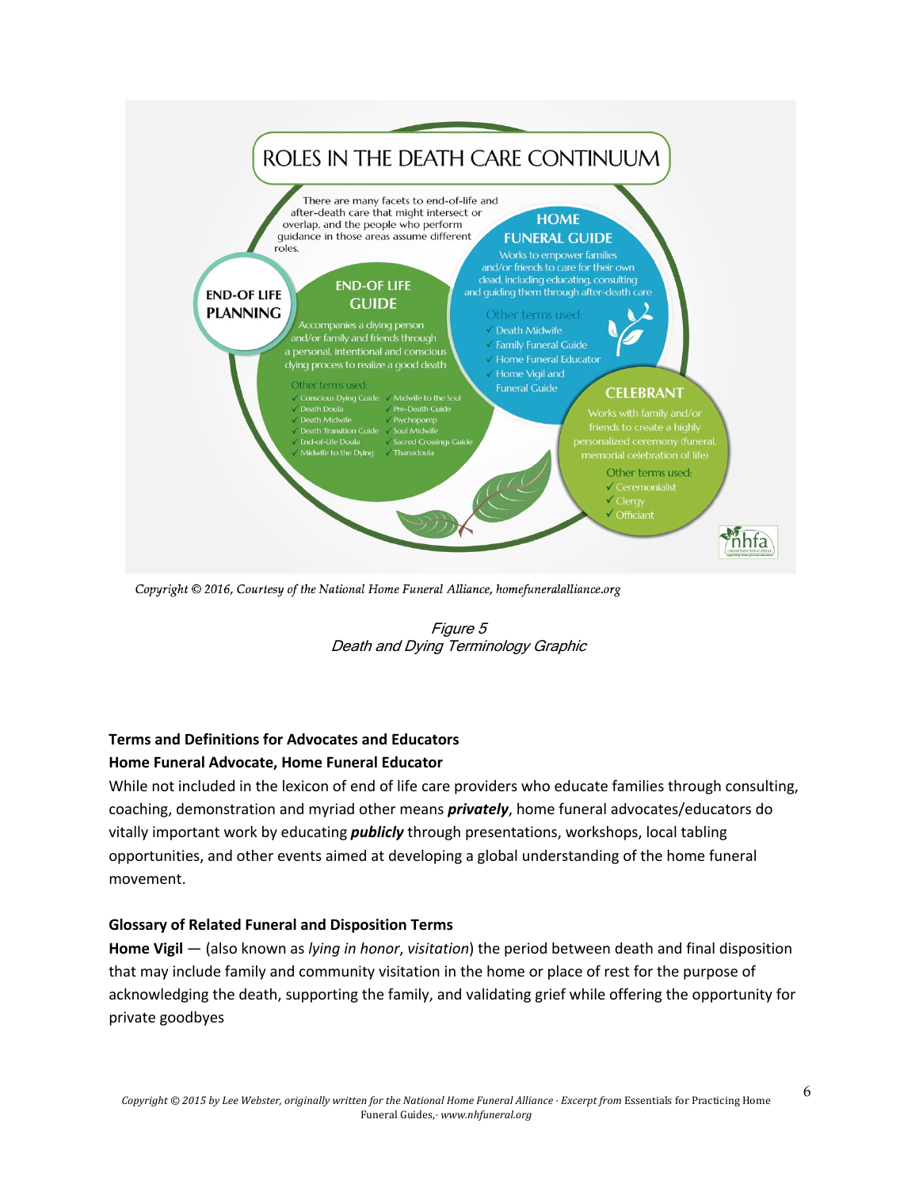# ROLES IN THE DEATH CARE CONTINUUM

There are many facets to end-of-life and after-death care that might intersect or overlap, and the people who perform guidance in those areas assume different roles.

**END-OF LIFE PLANNING**

**END-OF LIFE GUIDE**

Accompanies a dying person and/or family and friends through a personal, intentional and conscious dying process to realize a good death

Other terms used:
- Conscious Dying Guide
- Death Doula
- Death Midwife
- Death Transition Guide
- End-of-Life Doula
- Midwife to the Dying
- Midwife to the Soul
- Pre-Death Guide
- Psychopomp
- Soul Midwife
- Sacred Crossings Guide
- Thanadoula

**HOME FUNERAL GUIDE**

Works to empower families and/or friends to care for their own dead, including educating, consulting and guiding them through after-death care

Other terms used:
- Death Midwife
- Family Funeral Guide
- Home Funeral Educator
- Home Vigil and Funeral Guide

**CELEBRANT**

Works with family and/or friends to create a highly personalized ceremony (funeral, memorial celebration of life)

Other terms used:
- Ceremonialist
- Clergy
- Officiant

*Copyright © 2016, Courtesy of the National Home Funeral Alliance, homefuneralalliance.org*

*Figure 5*
*Death and Dying Terminology Graphic*

**Terms and Definitions for Advocates and Educators**

**Home Funeral Advocate, Home Funeral Educator**

While not included in the lexicon of end of life care providers who educate families through consulting, coaching, demonstration and myriad other means ***privately***, home funeral advocates/educators do vitally important work by educating ***publicly*** through presentations, workshops, local tabling opportunities, and other events aimed at developing a global understanding of the home funeral movement.

**Glossary of Related Funeral and Disposition Terms**

**Home Vigil** — (also known as *lying in honor*, *visitation*) the period between death and final disposition that may include family and community visitation in the home or place of rest for the purpose of acknowledging the death, supporting the family, and validating grief while offering the opportunity for private goodbyes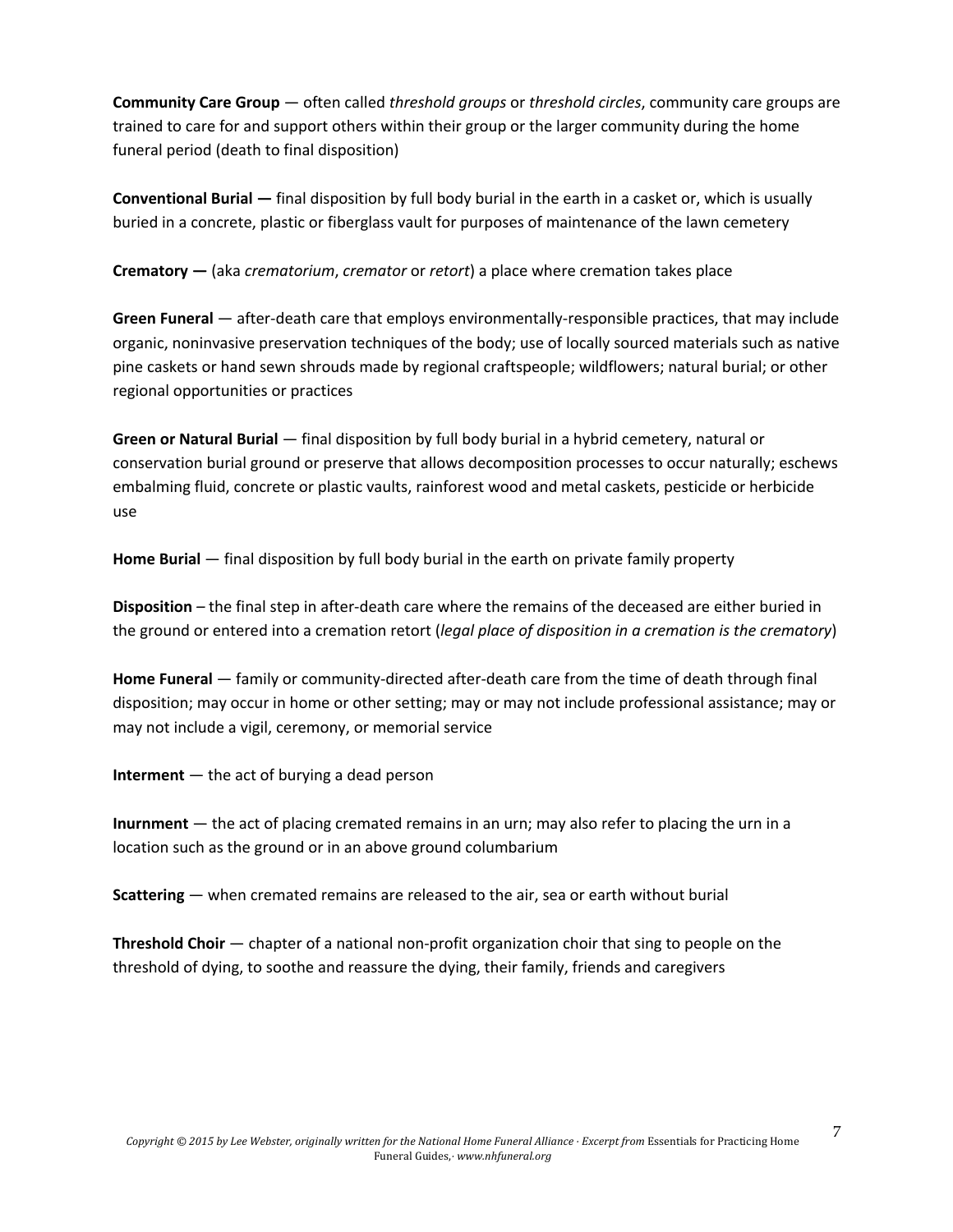**Community Care Group** — often called *threshold groups* or *threshold circles*, community care groups are trained to care for and support others within their group or the larger community during the home funeral period (death to final disposition)

**Conventional Burial —** final disposition by full body burial in the earth in a casket or, which is usually buried in a concrete, plastic or fiberglass vault for purposes of maintenance of the lawn cemetery

**Crematory —** (aka *crematorium*, *cremator* or *retort*) a place where cremation takes place

**Green Funeral** — after-death care that employs environmentally-responsible practices, that may include organic, noninvasive preservation techniques of the body; use of locally sourced materials such as native pine caskets or hand sewn shrouds made by regional craftspeople; wildflowers; natural burial; or other regional opportunities or practices

**Green or Natural Burial** — final disposition by full body burial in a hybrid cemetery, natural or conservation burial ground or preserve that allows decomposition processes to occur naturally; eschews embalming fluid, concrete or plastic vaults, rainforest wood and metal caskets, pesticide or herbicide use

**Home Burial** — final disposition by full body burial in the earth on private family property

**Disposition** – the final step in after-death care where the remains of the deceased are either buried in the ground or entered into a cremation retort (*legal place of disposition in a cremation is the crematory*)

**Home Funeral** — family or community-directed after-death care from the time of death through final disposition; may occur in home or other setting; may or may not include professional assistance; may or may not include a vigil, ceremony, or memorial service

**Interment** — the act of burying a dead person

**Inurnment** — the act of placing cremated remains in an urn; may also refer to placing the urn in a location such as the ground or in an above ground columbarium

**Scattering** — when cremated remains are released to the air, sea or earth without burial

**Threshold Choir** — chapter of a national non-profit organization choir that sing to people on the threshold of dying, to soothe and reassure the dying, their family, friends and caregivers

*Copyright © 2015 by Lee Webster, originally written for the National Home Funeral Alliance · Excerpt from* Essentials for Practicing Home Funeral Guides,· *www.nhfuneral.org*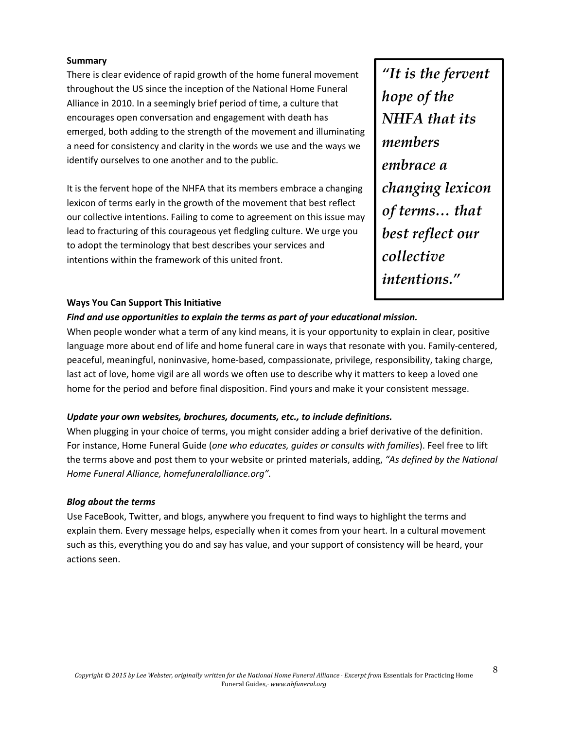**Summary**

There is clear evidence of rapid growth of the home funeral movement throughout the US since the inception of the National Home Funeral Alliance in 2010. In a seemingly brief period of time, a culture that encourages open conversation and engagement with death has emerged, both adding to the strength of the movement and illuminating a need for consistency and clarity in the words we use and the ways we identify ourselves to one another and to the public.

It is the fervent hope of the NHFA that its members embrace a changing lexicon of terms early in the growth of the movement that best reflect our collective intentions. Failing to come to agreement on this issue may lead to fracturing of this courageous yet fledgling culture. We urge you to adopt the terminology that best describes your services and intentions within the framework of this united front.

> ***"It is the fervent hope of the NHFA that its members embrace a changing lexicon of terms… that best reflect our collective intentions."***

**Ways You Can Support This Initiative**

***Find and use opportunities to explain the terms as part of your educational mission.***

When people wonder what a term of any kind means, it is your opportunity to explain in clear, positive language more about end of life and home funeral care in ways that resonate with you. Family-centered, peaceful, meaningful, noninvasive, home-based, compassionate, privilege, responsibility, taking charge, last act of love, home vigil are all words we often use to describe why it matters to keep a loved one home for the period and before final disposition. Find yours and make it your consistent message.

***Update your own websites, brochures, documents, etc., to include definitions.***

When plugging in your choice of terms, you might consider adding a brief derivative of the definition. For instance, Home Funeral Guide (*one who educates, guides or consults with families*). Feel free to lift the terms above and post them to your website or printed materials, adding, *"As defined by the National Home Funeral Alliance, homefuneralalliance.org"*.

***Blog about the terms***

Use FaceBook, Twitter, and blogs, anywhere you frequent to find ways to highlight the terms and explain them. Every message helps, especially when it comes from your heart. In a cultural movement such as this, everything you do and say has value, and your support of consistency will be heard, your actions seen.